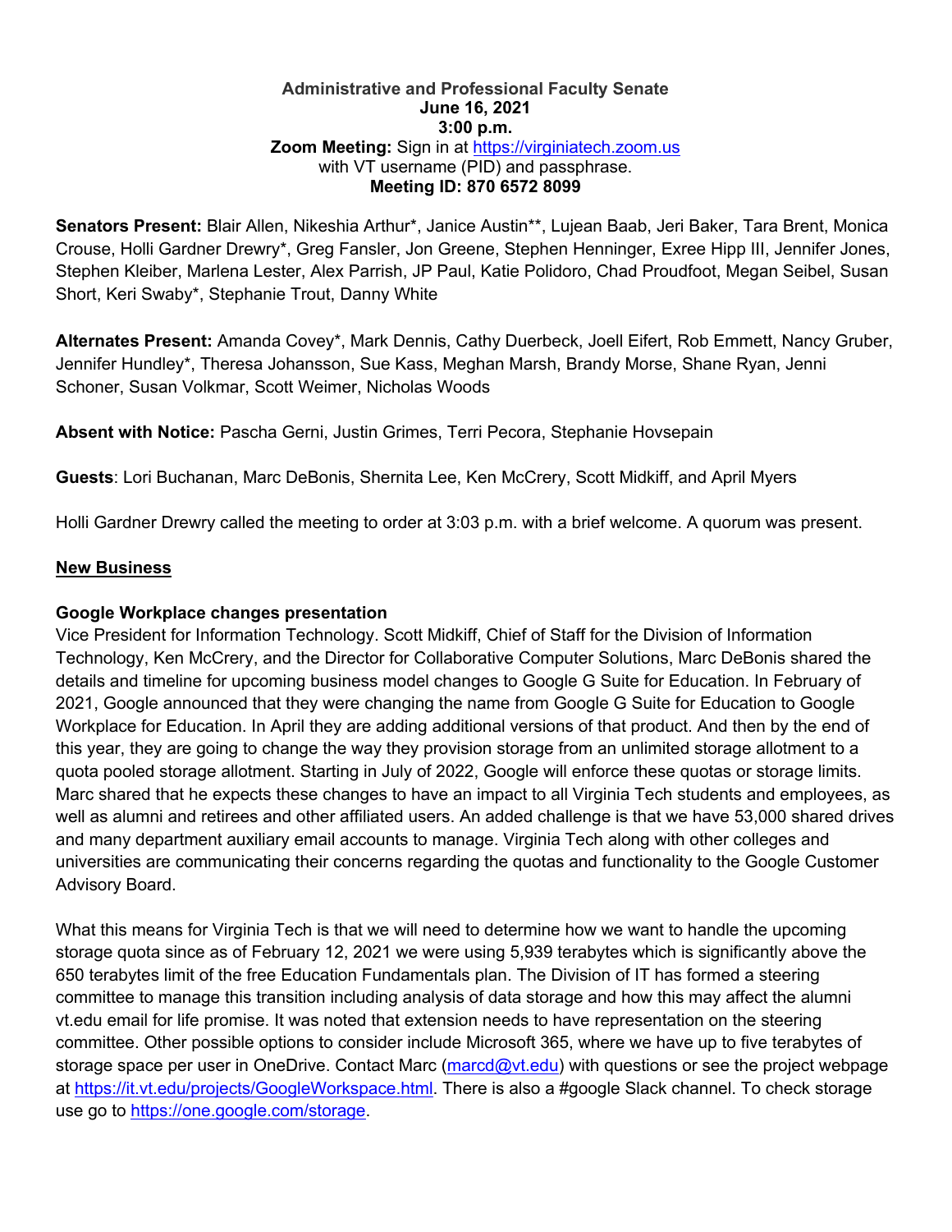**Administrative and Professional Faculty Senate**
**June 16, 2021**
**3:00 p.m.**
**Zoom Meeting:** Sign in at https://virginiatech.zoom.us
with VT username (PID) and passphrase.
**Meeting ID: 870 6572 8099**

**Senators Present:** Blair Allen, Nikeshia Arthur*, Janice Austin**, Lujean Baab, Jeri Baker, Tara Brent, Monica Crouse, Holli Gardner Drewry*, Greg Fansler, Jon Greene, Stephen Henninger, Exree Hipp III, Jennifer Jones, Stephen Kleiber, Marlena Lester, Alex Parrish, JP Paul, Katie Polidoro, Chad Proudfoot, Megan Seibel, Susan Short, Keri Swaby*, Stephanie Trout, Danny White

**Alternates Present:** Amanda Covey*, Mark Dennis, Cathy Duerbeck, Joell Eifert, Rob Emmett, Nancy Gruber, Jennifer Hundley*, Theresa Johansson, Sue Kass, Meghan Marsh, Brandy Morse, Shane Ryan, Jenni Schoner, Susan Volkmar, Scott Weimer, Nicholas Woods

**Absent with Notice:** Pascha Gerni, Justin Grimes, Terri Pecora, Stephanie Hovsepain

**Guests**: Lori Buchanan, Marc DeBonis, Shernita Lee, Ken McCrery, Scott Midkiff, and April Myers

Holli Gardner Drewry called the meeting to order at 3:03 p.m. with a brief welcome. A quorum was present.

## New Business

### Google Workplace changes presentation

Vice President for Information Technology. Scott Midkiff, Chief of Staff for the Division of Information Technology, Ken McCrery, and the Director for Collaborative Computer Solutions, Marc DeBonis shared the details and timeline for upcoming business model changes to Google G Suite for Education. In February of 2021, Google announced that they were changing the name from Google G Suite for Education to Google Workplace for Education. In April they are adding additional versions of that product. And then by the end of this year, they are going to change the way they provision storage from an unlimited storage allotment to a quota pooled storage allotment. Starting in July of 2022, Google will enforce these quotas or storage limits. Marc shared that he expects these changes to have an impact to all Virginia Tech students and employees, as well as alumni and retirees and other affiliated users. An added challenge is that we have 53,000 shared drives and many department auxiliary email accounts to manage. Virginia Tech along with other colleges and universities are communicating their concerns regarding the quotas and functionality to the Google Customer Advisory Board.

What this means for Virginia Tech is that we will need to determine how we want to handle the upcoming storage quota since as of February 12, 2021 we were using 5,939 terabytes which is significantly above the 650 terabytes limit of the free Education Fundamentals plan. The Division of IT has formed a steering committee to manage this transition including analysis of data storage and how this may affect the alumni vt.edu email for life promise. It was noted that extension needs to have representation on the steering committee. Other possible options to consider include Microsoft 365, where we have up to five terabytes of storage space per user in OneDrive. Contact Marc (marcd@vt.edu) with questions or see the project webpage at https://it.vt.edu/projects/GoogleWorkspace.html. There is also a #google Slack channel. To check storage use go to https://one.google.com/storage.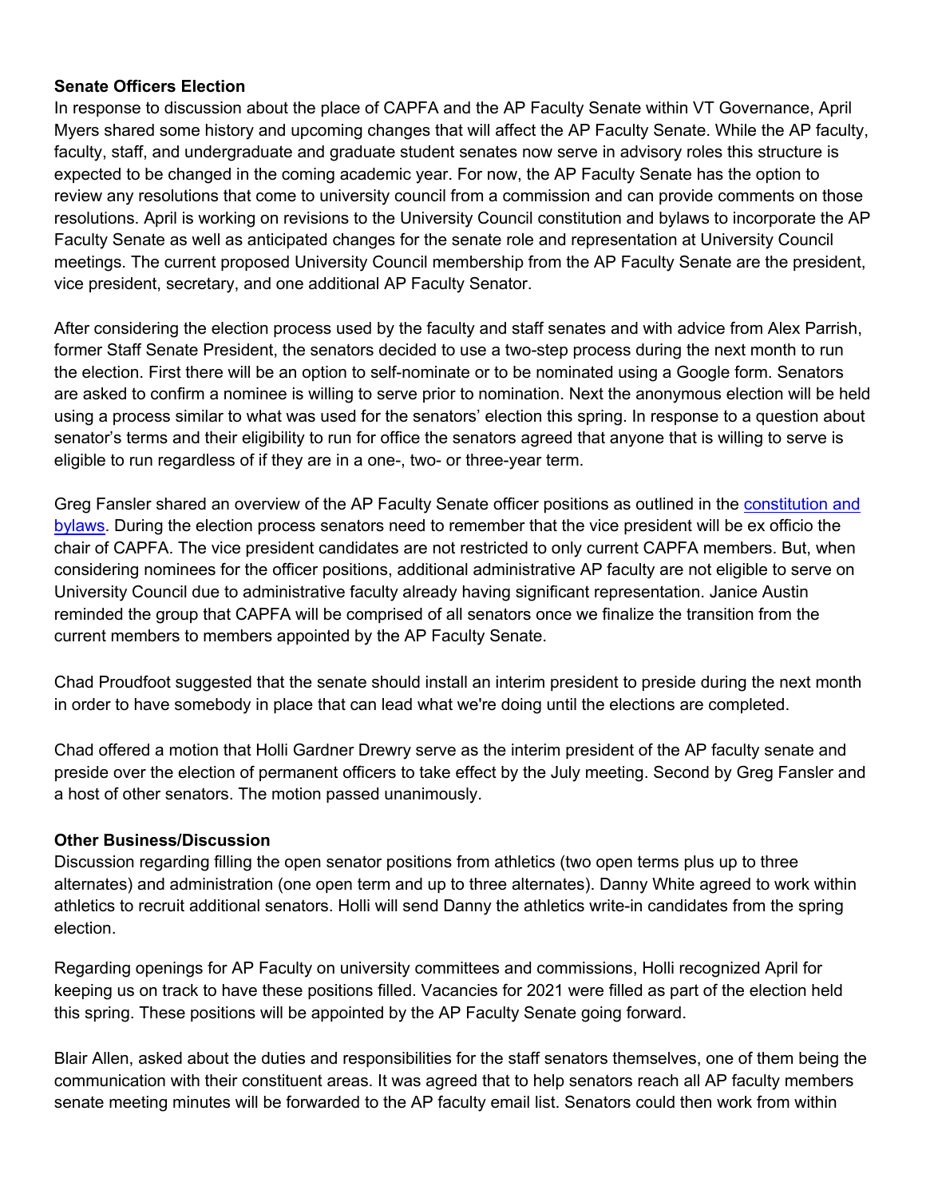**Senate Officers Election**

In response to discussion about the place of CAPFA and the AP Faculty Senate within VT Governance, April Myers shared some history and upcoming changes that will affect the AP Faculty Senate. While the AP faculty, faculty, staff, and undergraduate and graduate student senates now serve in advisory roles this structure is expected to be changed in the coming academic year. For now, the AP Faculty Senate has the option to review any resolutions that come to university council from a commission and can provide comments on those resolutions. April is working on revisions to the University Council constitution and bylaws to incorporate the AP Faculty Senate as well as anticipated changes for the senate role and representation at University Council meetings. The current proposed University Council membership from the AP Faculty Senate are the president, vice president, secretary, and one additional AP Faculty Senator.

After considering the election process used by the faculty and staff senates and with advice from Alex Parrish, former Staff Senate President, the senators decided to use a two-step process during the next month to run the election. First there will be an option to self-nominate or to be nominated using a Google form. Senators are asked to confirm a nominee is willing to serve prior to nomination. Next the anonymous election will be held using a process similar to what was used for the senators' election this spring. In response to a question about senator's terms and their eligibility to run for office the senators agreed that anyone that is willing to serve is eligible to run regardless of if they are in a one-, two- or three-year term.

Greg Fansler shared an overview of the AP Faculty Senate officer positions as outlined in the constitution and bylaws. During the election process senators need to remember that the vice president will be ex officio the chair of CAPFA. The vice president candidates are not restricted to only current CAPFA members. But, when considering nominees for the officer positions, additional administrative AP faculty are not eligible to serve on University Council due to administrative faculty already having significant representation. Janice Austin reminded the group that CAPFA will be comprised of all senators once we finalize the transition from the current members to members appointed by the AP Faculty Senate.

Chad Proudfoot suggested that the senate should install an interim president to preside during the next month in order to have somebody in place that can lead what we're doing until the elections are completed.

Chad offered a motion that Holli Gardner Drewry serve as the interim president of the AP faculty senate and preside over the election of permanent officers to take effect by the July meeting. Second by Greg Fansler and a host of other senators. The motion passed unanimously.

**Other Business/Discussion**

Discussion regarding filling the open senator positions from athletics (two open terms plus up to three alternates) and administration (one open term and up to three alternates). Danny White agreed to work within athletics to recruit additional senators. Holli will send Danny the athletics write-in candidates from the spring election.

Regarding openings for AP Faculty on university committees and commissions, Holli recognized April for keeping us on track to have these positions filled. Vacancies for 2021 were filled as part of the election held this spring. These positions will be appointed by the AP Faculty Senate going forward.

Blair Allen, asked about the duties and responsibilities for the staff senators themselves, one of them being the communication with their constituent areas. It was agreed that to help senators reach all AP faculty members senate meeting minutes will be forwarded to the AP faculty email list. Senators could then work from within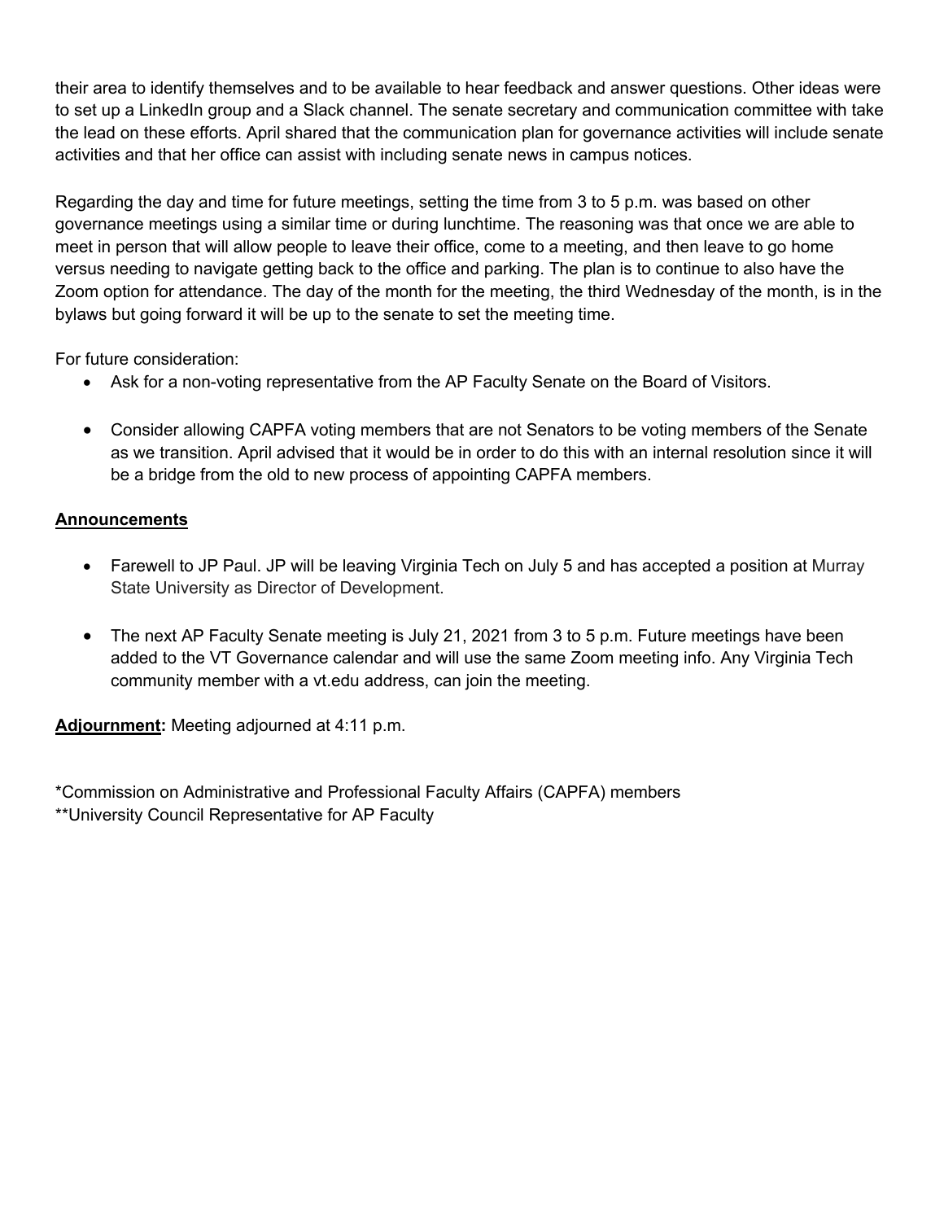their area to identify themselves and to be available to hear feedback and answer questions. Other ideas were to set up a LinkedIn group and a Slack channel. The senate secretary and communication committee with take the lead on these efforts. April shared that the communication plan for governance activities will include senate activities and that her office can assist with including senate news in campus notices.

Regarding the day and time for future meetings, setting the time from 3 to 5 p.m. was based on other governance meetings using a similar time or during lunchtime. The reasoning was that once we are able to meet in person that will allow people to leave their office, come to a meeting, and then leave to go home versus needing to navigate getting back to the office and parking. The plan is to continue to also have the Zoom option for attendance. The day of the month for the meeting, the third Wednesday of the month, is in the bylaws but going forward it will be up to the senate to set the meeting time.

For future consideration:

- Ask for a non-voting representative from the AP Faculty Senate on the Board of Visitors.
- Consider allowing CAPFA voting members that are not Senators to be voting members of the Senate as we transition. April advised that it would be in order to do this with an internal resolution since it will be a bridge from the old to new process of appointing CAPFA members.

**Announcements**

- Farewell to JP Paul. JP will be leaving Virginia Tech on July 5 and has accepted a position at Murray State University as Director of Development.
- The next AP Faculty Senate meeting is July 21, 2021 from 3 to 5 p.m. Future meetings have been added to the VT Governance calendar and will use the same Zoom meeting info. Any Virginia Tech community member with a vt.edu address, can join the meeting.

**Adjournment:** Meeting adjourned at 4:11 p.m.

*Commission on Administrative and Professional Faculty Affairs (CAPFA) members
**University Council Representative for AP Faculty